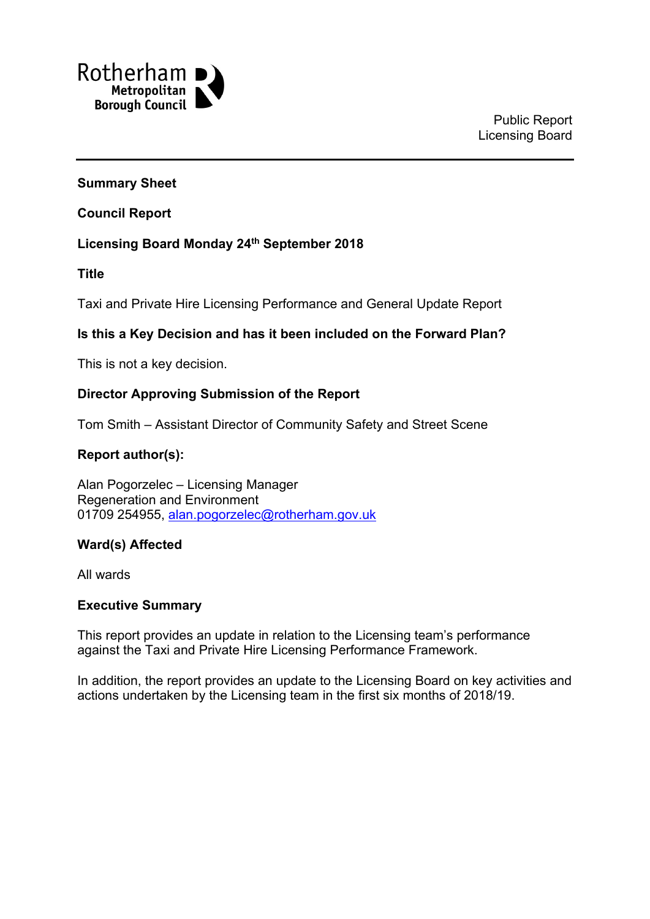Rotherham Metropolitan Borough Council

Public Report
Licensing Board

**Summary Sheet**

**Council Report**

**Licensing Board Monday 24th September 2018**

**Title**

Taxi and Private Hire Licensing Performance and General Update Report

**Is this a Key Decision and has it been included on the Forward Plan?**

This is not a key decision.

**Director Approving Submission of the Report**

Tom Smith – Assistant Director of Community Safety and Street Scene

**Report author(s):**

Alan Pogorzelec – Licensing Manager
Regeneration and Environment
01709 254955, alan.pogorzelec@rotherham.gov.uk

**Ward(s) Affected**

All wards

**Executive Summary**

This report provides an update in relation to the Licensing team's performance against the Taxi and Private Hire Licensing Performance Framework.

In addition, the report provides an update to the Licensing Board on key activities and actions undertaken by the Licensing team in the first six months of 2018/19.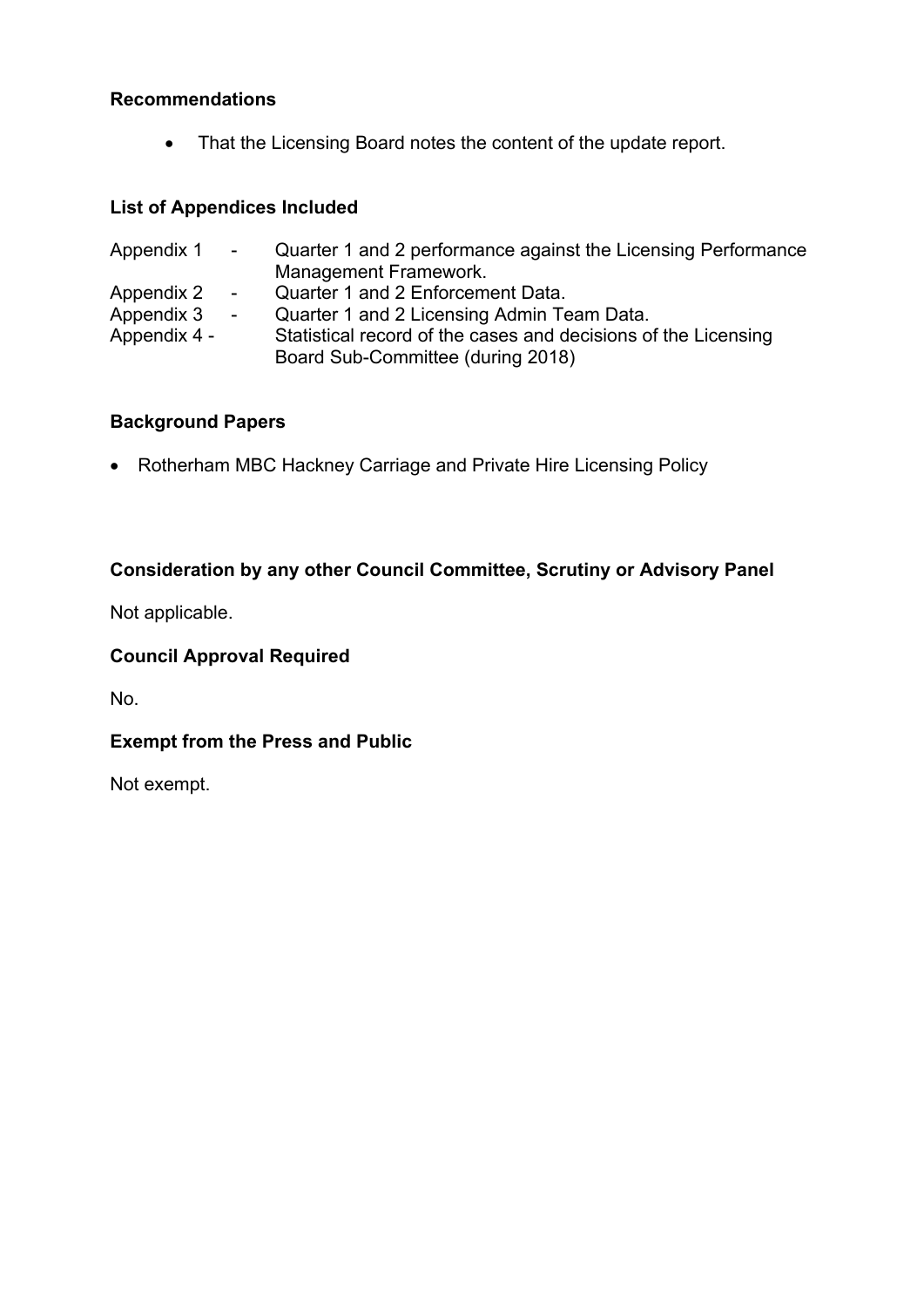**Recommendations**

- That the Licensing Board notes the content of the update report.

**List of Appendices Included**

| | | |
|---|---|---|
| Appendix 1 | - | Quarter 1 and 2 performance against the Licensing Performance Management Framework. |
| Appendix 2 | - | Quarter 1 and 2 Enforcement Data. |
| Appendix 3 | - | Quarter 1 and 2 Licensing Admin Team Data. |
| Appendix 4 | - | Statistical record of the cases and decisions of the Licensing Board Sub-Committee (during 2018) |

**Background Papers**

- Rotherham MBC Hackney Carriage and Private Hire Licensing Policy

**Consideration by any other Council Committee, Scrutiny or Advisory Panel**

Not applicable.

**Council Approval Required**

No.

**Exempt from the Press and Public**

Not exempt.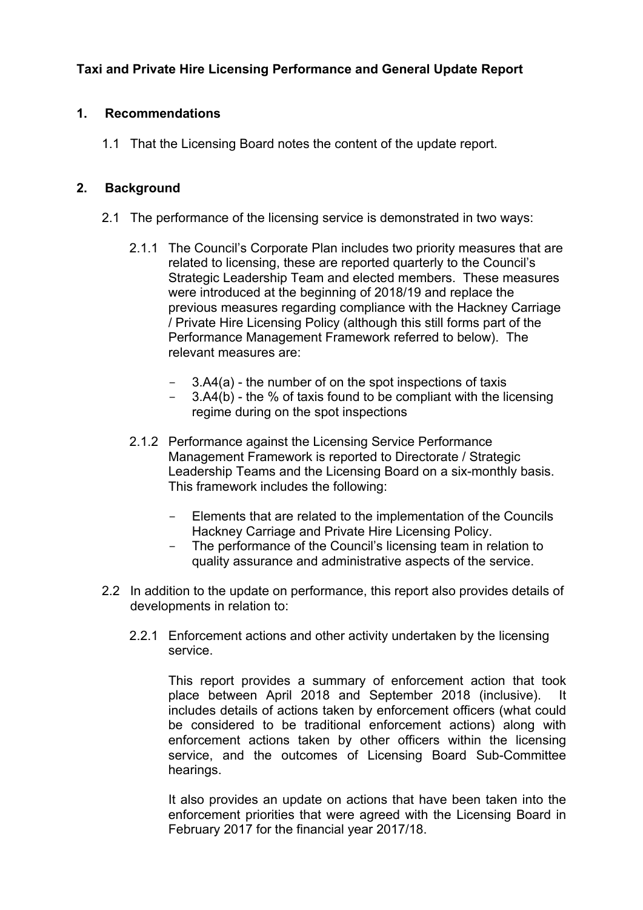**Taxi and Private Hire Licensing Performance and General Update Report**

## 1. Recommendations

1.1 That the Licensing Board notes the content of the update report.

## 2. Background

2.1 The performance of the licensing service is demonstrated in two ways:

2.1.1 The Council's Corporate Plan includes two priority measures that are related to licensing, these are reported quarterly to the Council's Strategic Leadership Team and elected members. These measures were introduced at the beginning of 2018/19 and replace the previous measures regarding compliance with the Hackney Carriage / Private Hire Licensing Policy (although this still forms part of the Performance Management Framework referred to below). The relevant measures are:

- 3.A4(a) - the number of on the spot inspections of taxis
- 3.A4(b) - the % of taxis found to be compliant with the licensing regime during on the spot inspections

2.1.2 Performance against the Licensing Service Performance Management Framework is reported to Directorate / Strategic Leadership Teams and the Licensing Board on a six-monthly basis. This framework includes the following:

- Elements that are related to the implementation of the Councils Hackney Carriage and Private Hire Licensing Policy.
- The performance of the Council's licensing team in relation to quality assurance and administrative aspects of the service.

2.2 In addition to the update on performance, this report also provides details of developments in relation to:

2.2.1 Enforcement actions and other activity undertaken by the licensing service.

This report provides a summary of enforcement action that took place between April 2018 and September 2018 (inclusive). It includes details of actions taken by enforcement officers (what could be considered to be traditional enforcement actions) along with enforcement actions taken by other officers within the licensing service, and the outcomes of Licensing Board Sub-Committee hearings.

It also provides an update on actions that have been taken into the enforcement priorities that were agreed with the Licensing Board in February 2017 for the financial year 2017/18.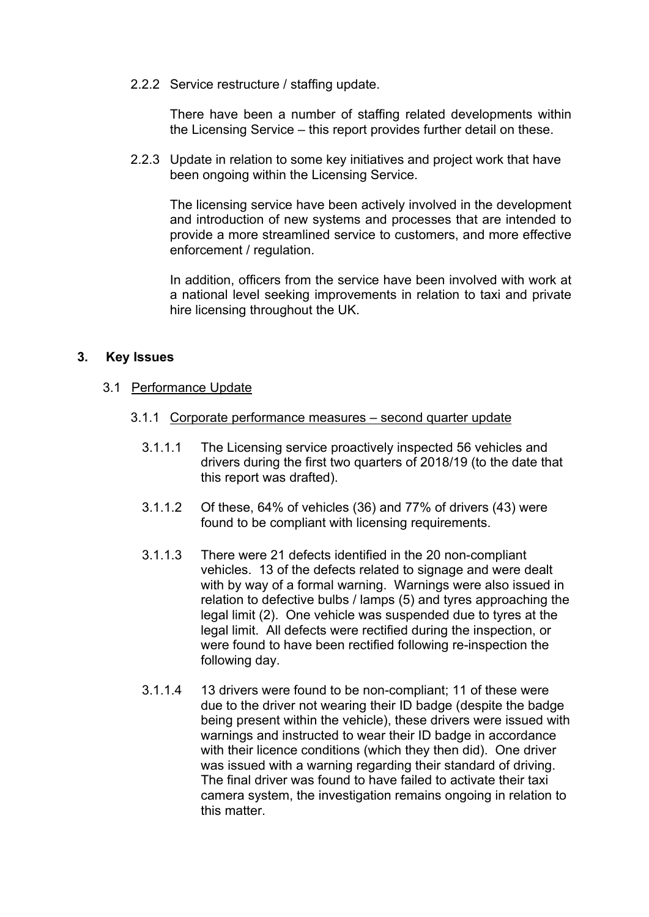2.2.2 Service restructure / staffing update.

There have been a number of staffing related developments within the Licensing Service – this report provides further detail on these.

2.2.3 Update in relation to some key initiatives and project work that have been ongoing within the Licensing Service.

The licensing service have been actively involved in the development and introduction of new systems and processes that are intended to provide a more streamlined service to customers, and more effective enforcement / regulation.

In addition, officers from the service have been involved with work at a national level seeking improvements in relation to taxi and private hire licensing throughout the UK.

## 3. Key Issues

### 3.1 Performance Update

#### 3.1.1 Corporate performance measures – second quarter update

3.1.1.1 The Licensing service proactively inspected 56 vehicles and drivers during the first two quarters of 2018/19 (to the date that this report was drafted).

3.1.1.2 Of these, 64% of vehicles (36) and 77% of drivers (43) were found to be compliant with licensing requirements.

3.1.1.3 There were 21 defects identified in the 20 non-compliant vehicles. 13 of the defects related to signage and were dealt with by way of a formal warning. Warnings were also issued in relation to defective bulbs / lamps (5) and tyres approaching the legal limit (2). One vehicle was suspended due to tyres at the legal limit. All defects were rectified during the inspection, or were found to have been rectified following re-inspection the following day.

3.1.1.4 13 drivers were found to be non-compliant; 11 of these were due to the driver not wearing their ID badge (despite the badge being present within the vehicle), these drivers were issued with warnings and instructed to wear their ID badge in accordance with their licence conditions (which they then did). One driver was issued with a warning regarding their standard of driving. The final driver was found to have failed to activate their taxi camera system, the investigation remains ongoing in relation to this matter.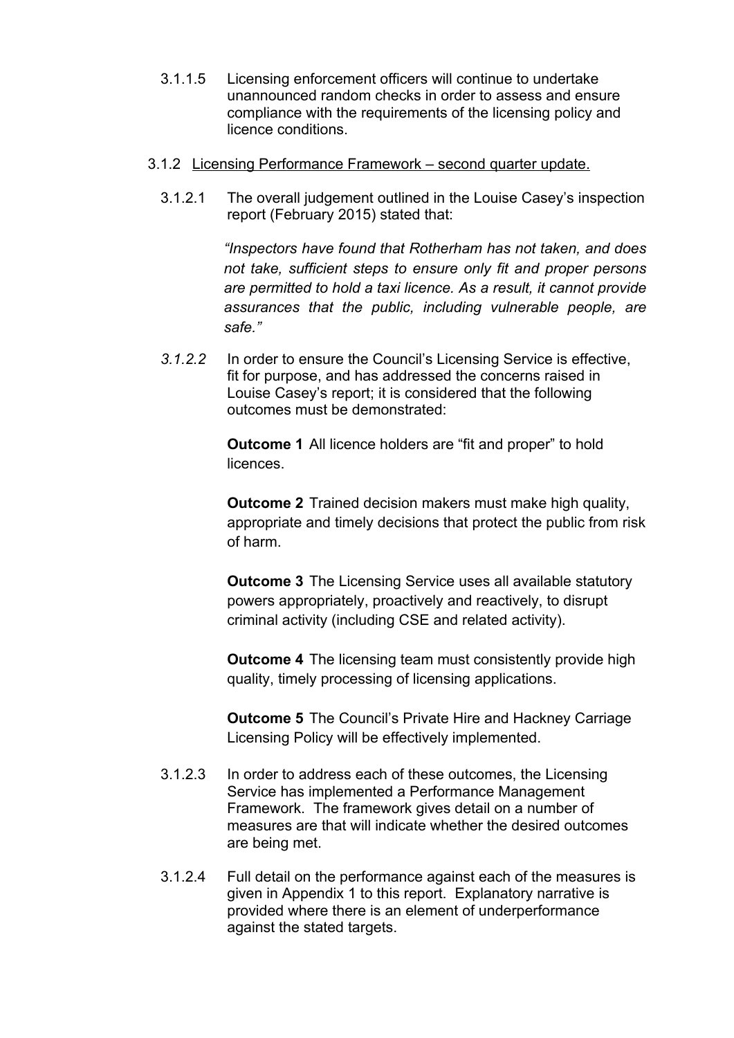3.1.1.5 Licensing enforcement officers will continue to undertake unannounced random checks in order to assess and ensure compliance with the requirements of the licensing policy and licence conditions.

3.1.2 Licensing Performance Framework – second quarter update.

3.1.2.1 The overall judgement outlined in the Louise Casey's inspection report (February 2015) stated that:

> *"Inspectors have found that Rotherham has not taken, and does not take, sufficient steps to ensure only fit and proper persons are permitted to hold a taxi licence. As a result, it cannot provide assurances that the public, including vulnerable people, are safe."*

*3.1.2.2* In order to ensure the Council's Licensing Service is effective, fit for purpose, and has addressed the concerns raised in Louise Casey's report; it is considered that the following outcomes must be demonstrated:

**Outcome 1** All licence holders are "fit and proper" to hold licences.

**Outcome 2** Trained decision makers must make high quality, appropriate and timely decisions that protect the public from risk of harm.

**Outcome 3** The Licensing Service uses all available statutory powers appropriately, proactively and reactively, to disrupt criminal activity (including CSE and related activity).

**Outcome 4** The licensing team must consistently provide high quality, timely processing of licensing applications.

**Outcome 5** The Council's Private Hire and Hackney Carriage Licensing Policy will be effectively implemented.

3.1.2.3 In order to address each of these outcomes, the Licensing Service has implemented a Performance Management Framework. The framework gives detail on a number of measures are that will indicate whether the desired outcomes are being met.

3.1.2.4 Full detail on the performance against each of the measures is given in Appendix 1 to this report. Explanatory narrative is provided where there is an element of underperformance against the stated targets.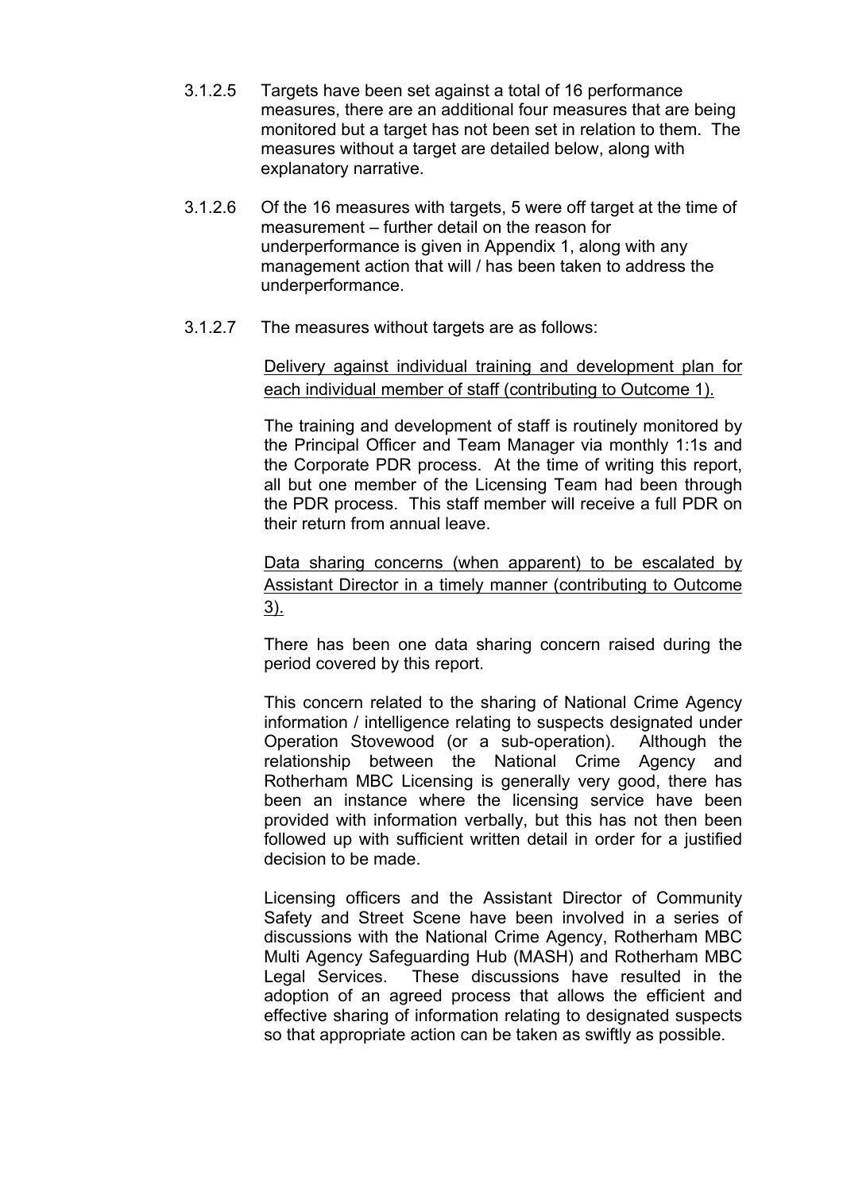3.1.2.5 Targets have been set against a total of 16 performance measures, there are an additional four measures that are being monitored but a target has not been set in relation to them. The measures without a target are detailed below, along with explanatory narrative.

3.1.2.6 Of the 16 measures with targets, 5 were off target at the time of measurement – further detail on the reason for underperformance is given in Appendix 1, along with any management action that will / has been taken to address the underperformance.

3.1.2.7 The measures without targets are as follows:

<u>Delivery against individual training and development plan for each individual member of staff (contributing to Outcome 1).</u>

The training and development of staff is routinely monitored by the Principal Officer and Team Manager via monthly 1:1s and the Corporate PDR process. At the time of writing this report, all but one member of the Licensing Team had been through the PDR process. This staff member will receive a full PDR on their return from annual leave.

<u>Data sharing concerns (when apparent) to be escalated by Assistant Director in a timely manner (contributing to Outcome 3).</u>

There has been one data sharing concern raised during the period covered by this report.

This concern related to the sharing of National Crime Agency information / intelligence relating to suspects designated under Operation Stovewood (or a sub-operation). Although the relationship between the National Crime Agency and Rotherham MBC Licensing is generally very good, there has been an instance where the licensing service have been provided with information verbally, but this has not then been followed up with sufficient written detail in order for a justified decision to be made.

Licensing officers and the Assistant Director of Community Safety and Street Scene have been involved in a series of discussions with the National Crime Agency, Rotherham MBC Multi Agency Safeguarding Hub (MASH) and Rotherham MBC Legal Services. These discussions have resulted in the adoption of an agreed process that allows the efficient and effective sharing of information relating to designated suspects so that appropriate action can be taken as swiftly as possible.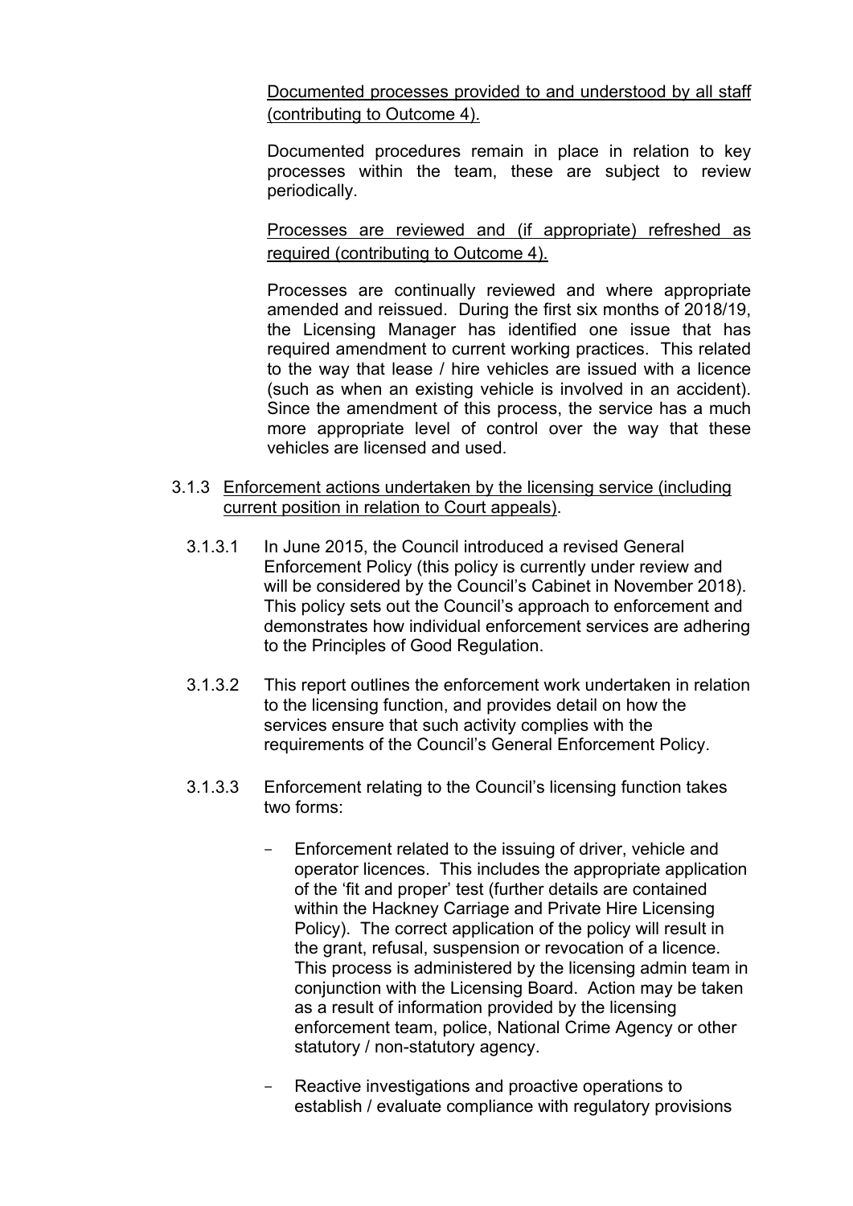Documented processes provided to and understood by all staff (contributing to Outcome 4).

Documented procedures remain in place in relation to key processes within the team, these are subject to review periodically.

Processes are reviewed and (if appropriate) refreshed as required (contributing to Outcome 4).

Processes are continually reviewed and where appropriate amended and reissued. During the first six months of 2018/19, the Licensing Manager has identified one issue that has required amendment to current working practices. This related to the way that lease / hire vehicles are issued with a licence (such as when an existing vehicle is involved in an accident). Since the amendment of this process, the service has a much more appropriate level of control over the way that these vehicles are licensed and used.

3.1.3 Enforcement actions undertaken by the licensing service (including current position in relation to Court appeals).

3.1.3.1 In June 2015, the Council introduced a revised General Enforcement Policy (this policy is currently under review and will be considered by the Council's Cabinet in November 2018). This policy sets out the Council's approach to enforcement and demonstrates how individual enforcement services are adhering to the Principles of Good Regulation.

3.1.3.2 This report outlines the enforcement work undertaken in relation to the licensing function, and provides detail on how the services ensure that such activity complies with the requirements of the Council's General Enforcement Policy.

3.1.3.3 Enforcement relating to the Council's licensing function takes two forms:

- Enforcement related to the issuing of driver, vehicle and operator licences. This includes the appropriate application of the 'fit and proper' test (further details are contained within the Hackney Carriage and Private Hire Licensing Policy). The correct application of the policy will result in the grant, refusal, suspension or revocation of a licence. This process is administered by the licensing admin team in conjunction with the Licensing Board. Action may be taken as a result of information provided by the licensing enforcement team, police, National Crime Agency or other statutory / non-statutory agency.

- Reactive investigations and proactive operations to establish / evaluate compliance with regulatory provisions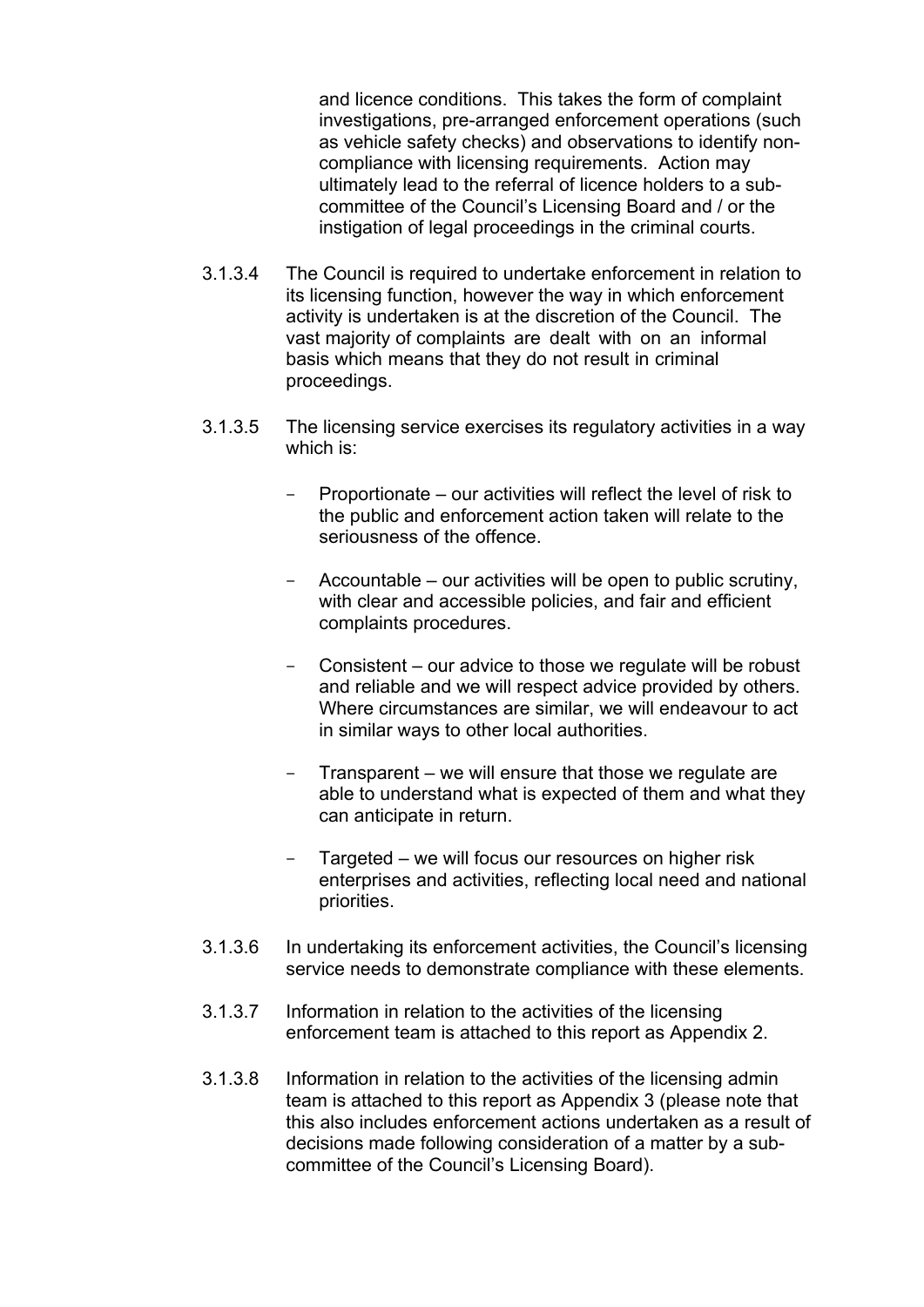and licence conditions. This takes the form of complaint investigations, pre-arranged enforcement operations (such as vehicle safety checks) and observations to identify non-compliance with licensing requirements. Action may ultimately lead to the referral of licence holders to a sub-committee of the Council's Licensing Board and / or the instigation of legal proceedings in the criminal courts.

3.1.3.4 The Council is required to undertake enforcement in relation to its licensing function, however the way in which enforcement activity is undertaken is at the discretion of the Council. The vast majority of complaints are dealt with on an informal basis which means that they do not result in criminal proceedings.

3.1.3.5 The licensing service exercises its regulatory activities in a way which is:

- Proportionate – our activities will reflect the level of risk to the public and enforcement action taken will relate to the seriousness of the offence.

- Accountable – our activities will be open to public scrutiny, with clear and accessible policies, and fair and efficient complaints procedures.

- Consistent – our advice to those we regulate will be robust and reliable and we will respect advice provided by others. Where circumstances are similar, we will endeavour to act in similar ways to other local authorities.

- Transparent – we will ensure that those we regulate are able to understand what is expected of them and what they can anticipate in return.

- Targeted – we will focus our resources on higher risk enterprises and activities, reflecting local need and national priorities.

3.1.3.6 In undertaking its enforcement activities, the Council's licensing service needs to demonstrate compliance with these elements.

3.1.3.7 Information in relation to the activities of the licensing enforcement team is attached to this report as Appendix 2.

3.1.3.8 Information in relation to the activities of the licensing admin team is attached to this report as Appendix 3 (please note that this also includes enforcement actions undertaken as a result of decisions made following consideration of a matter by a sub-committee of the Council's Licensing Board).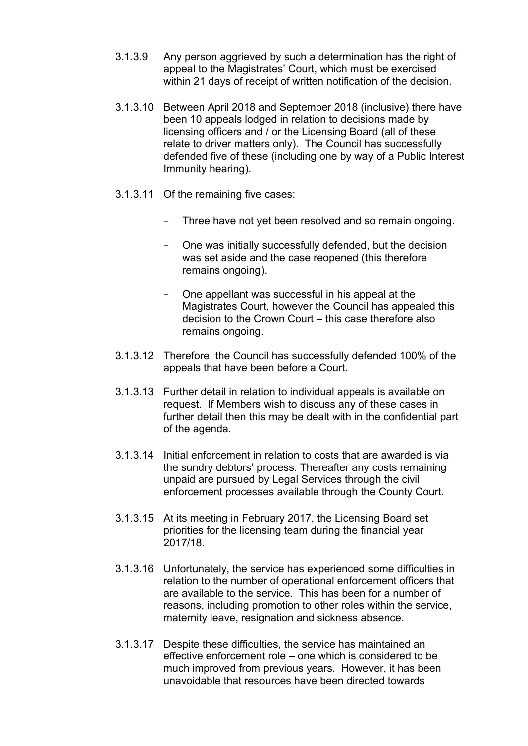3.1.3.9 Any person aggrieved by such a determination has the right of appeal to the Magistrates' Court, which must be exercised within 21 days of receipt of written notification of the decision.

3.1.3.10 Between April 2018 and September 2018 (inclusive) there have been 10 appeals lodged in relation to decisions made by licensing officers and / or the Licensing Board (all of these relate to driver matters only). The Council has successfully defended five of these (including one by way of a Public Interest Immunity hearing).

3.1.3.11 Of the remaining five cases:

- Three have not yet been resolved and so remain ongoing.
- One was initially successfully defended, but the decision was set aside and the case reopened (this therefore remains ongoing).
- One appellant was successful in his appeal at the Magistrates Court, however the Council has appealed this decision to the Crown Court – this case therefore also remains ongoing.

3.1.3.12 Therefore, the Council has successfully defended 100% of the appeals that have been before a Court.

3.1.3.13 Further detail in relation to individual appeals is available on request. If Members wish to discuss any of these cases in further detail then this may be dealt with in the confidential part of the agenda.

3.1.3.14 Initial enforcement in relation to costs that are awarded is via the sundry debtors' process. Thereafter any costs remaining unpaid are pursued by Legal Services through the civil enforcement processes available through the County Court.

3.1.3.15 At its meeting in February 2017, the Licensing Board set priorities for the licensing team during the financial year 2017/18.

3.1.3.16 Unfortunately, the service has experienced some difficulties in relation to the number of operational enforcement officers that are available to the service. This has been for a number of reasons, including promotion to other roles within the service, maternity leave, resignation and sickness absence.

3.1.3.17 Despite these difficulties, the service has maintained an effective enforcement role – one which is considered to be much improved from previous years. However, it has been unavoidable that resources have been directed towards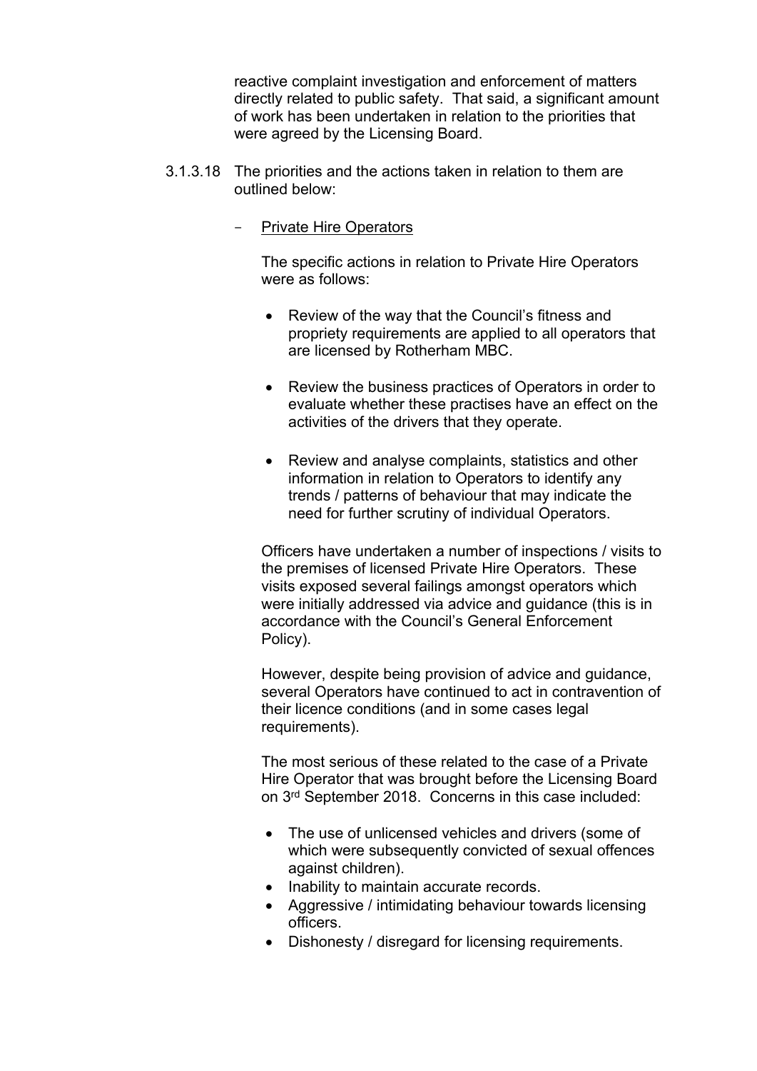reactive complaint investigation and enforcement of matters directly related to public safety. That said, a significant amount of work has been undertaken in relation to the priorities that were agreed by the Licensing Board.

3.1.3.18 The priorities and the actions taken in relation to them are outlined below:

- <u>Private Hire Operators</u>

  The specific actions in relation to Private Hire Operators were as follows:

  - Review of the way that the Council's fitness and propriety requirements are applied to all operators that are licensed by Rotherham MBC.
  - Review the business practices of Operators in order to evaluate whether these practises have an effect on the activities of the drivers that they operate.
  - Review and analyse complaints, statistics and other information in relation to Operators to identify any trends / patterns of behaviour that may indicate the need for further scrutiny of individual Operators.

  Officers have undertaken a number of inspections / visits to the premises of licensed Private Hire Operators. These visits exposed several failings amongst operators which were initially addressed via advice and guidance (this is in accordance with the Council's General Enforcement Policy).

  However, despite being provision of advice and guidance, several Operators have continued to act in contravention of their licence conditions (and in some cases legal requirements).

  The most serious of these related to the case of a Private Hire Operator that was brought before the Licensing Board on 3rd September 2018. Concerns in this case included:

  - The use of unlicensed vehicles and drivers (some of which were subsequently convicted of sexual offences against children).
  - Inability to maintain accurate records.
  - Aggressive / intimidating behaviour towards licensing officers.
  - Dishonesty / disregard for licensing requirements.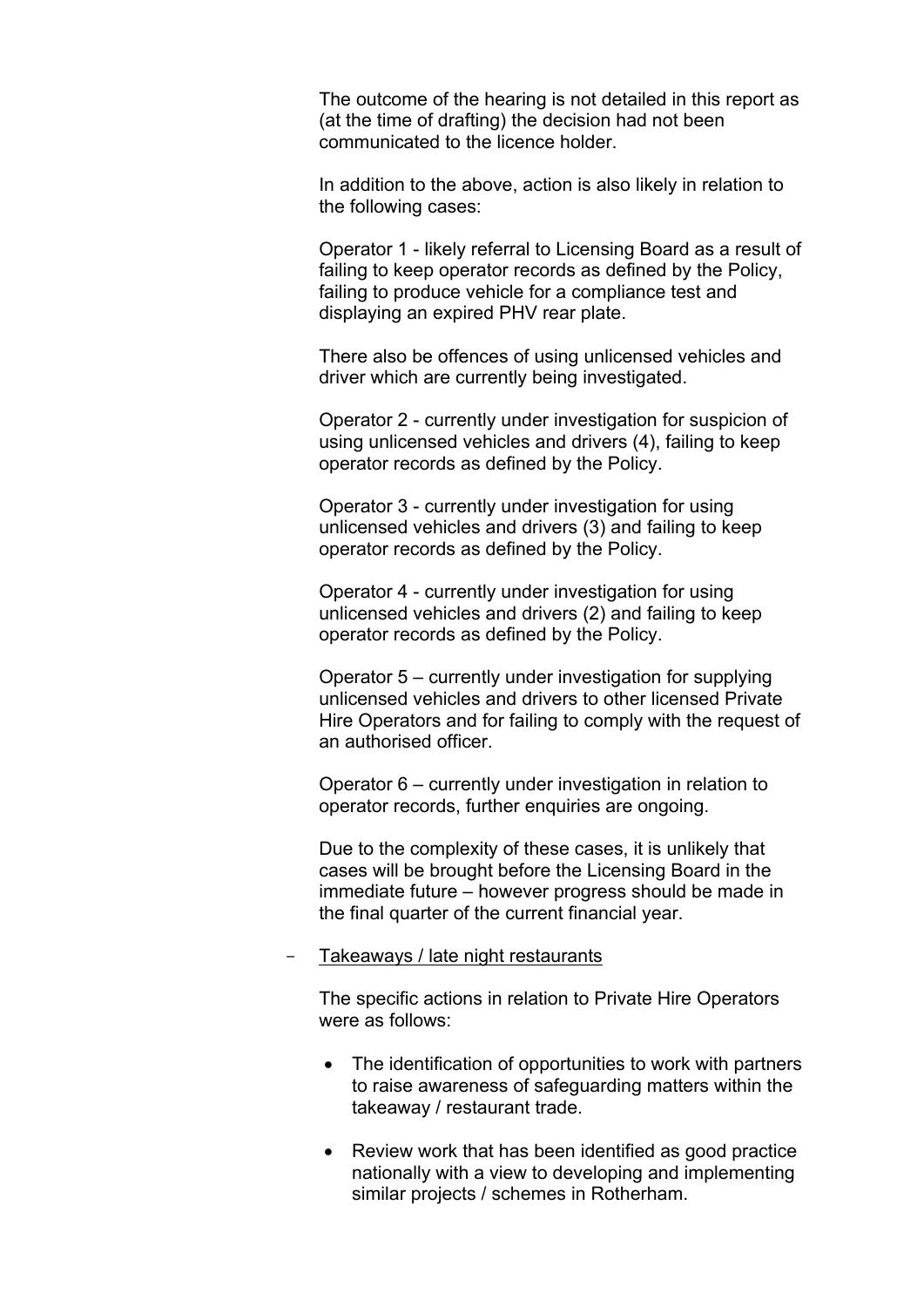The outcome of the hearing is not detailed in this report as (at the time of drafting) the decision had not been communicated to the licence holder.

In addition to the above, action is also likely in relation to the following cases:

Operator 1 - likely referral to Licensing Board as a result of failing to keep operator records as defined by the Policy, failing to produce vehicle for a compliance test and displaying an expired PHV rear plate.

There also be offences of using unlicensed vehicles and driver which are currently being investigated.

Operator 2 - currently under investigation for suspicion of using unlicensed vehicles and drivers (4), failing to keep operator records as defined by the Policy.

Operator 3 - currently under investigation for using unlicensed vehicles and drivers (3) and failing to keep operator records as defined by the Policy.

Operator 4 - currently under investigation for using unlicensed vehicles and drivers (2) and failing to keep operator records as defined by the Policy.

Operator 5 – currently under investigation for supplying unlicensed vehicles and drivers to other licensed Private Hire Operators and for failing to comply with the request of an authorised officer.

Operator 6 – currently under investigation in relation to operator records, further enquiries are ongoing.

Due to the complexity of these cases, it is unlikely that cases will be brought before the Licensing Board in the immediate future – however progress should be made in the final quarter of the current financial year.

- Takeaways / late night restaurants

  The specific actions in relation to Private Hire Operators were as follows:

  - The identification of opportunities to work with partners to raise awareness of safeguarding matters within the takeaway / restaurant trade.

  - Review work that has been identified as good practice nationally with a view to developing and implementing similar projects / schemes in Rotherham.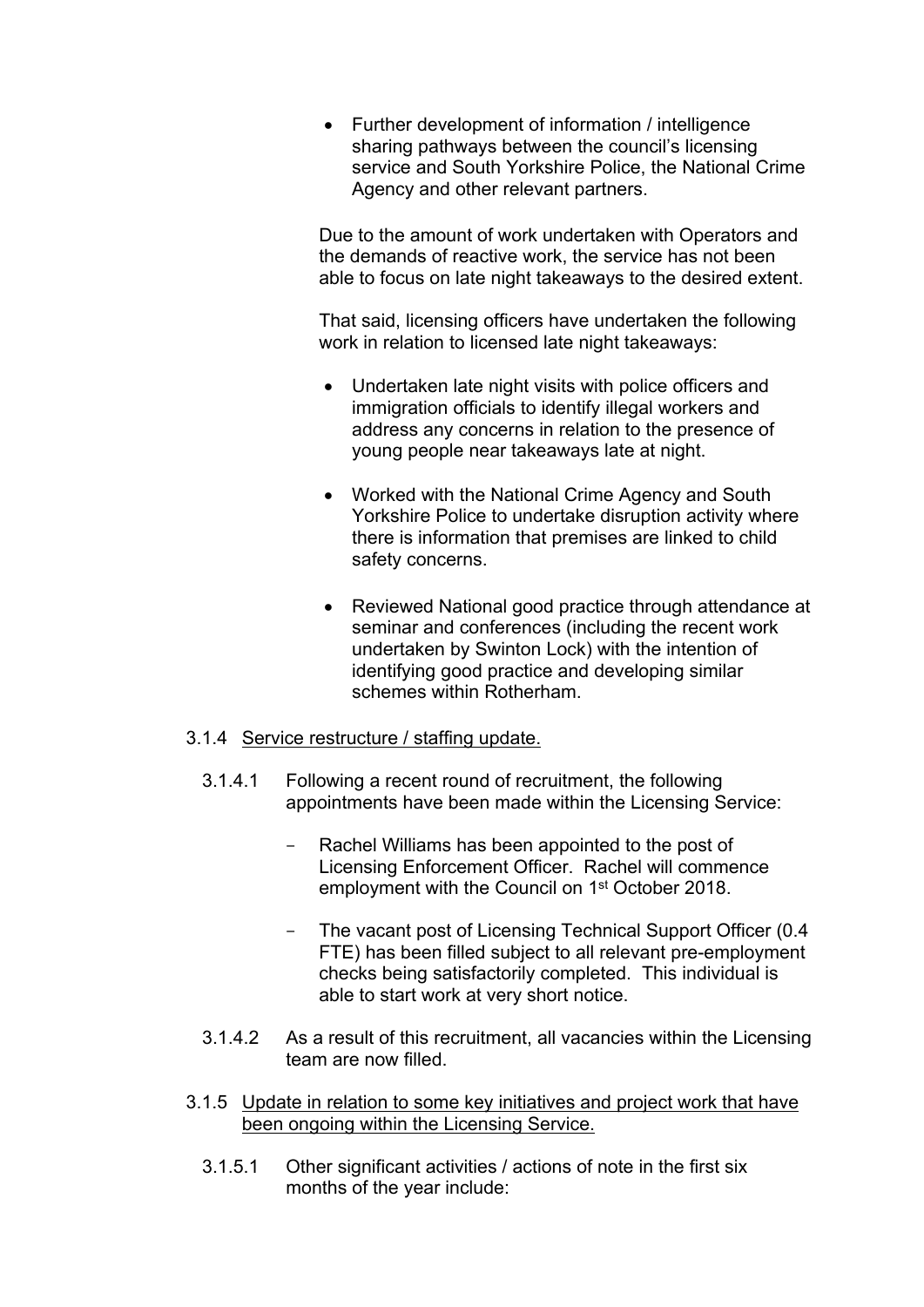- Further development of information / intelligence sharing pathways between the council's licensing service and South Yorkshire Police, the National Crime Agency and other relevant partners.

Due to the amount of work undertaken with Operators and the demands of reactive work, the service has not been able to focus on late night takeaways to the desired extent.

That said, licensing officers have undertaken the following work in relation to licensed late night takeaways:

- Undertaken late night visits with police officers and immigration officials to identify illegal workers and address any concerns in relation to the presence of young people near takeaways late at night.
- Worked with the National Crime Agency and South Yorkshire Police to undertake disruption activity where there is information that premises are linked to child safety concerns.
- Reviewed National good practice through attendance at seminar and conferences (including the recent work undertaken by Swinton Lock) with the intention of identifying good practice and developing similar schemes within Rotherham.

3.1.4 Service restructure / staffing update.

3.1.4.1 Following a recent round of recruitment, the following appointments have been made within the Licensing Service:

- Rachel Williams has been appointed to the post of Licensing Enforcement Officer. Rachel will commence employment with the Council on 1st October 2018.
- The vacant post of Licensing Technical Support Officer (0.4 FTE) has been filled subject to all relevant pre-employment checks being satisfactorily completed. This individual is able to start work at very short notice.

3.1.4.2 As a result of this recruitment, all vacancies within the Licensing team are now filled.

3.1.5 Update in relation to some key initiatives and project work that have been ongoing within the Licensing Service.

3.1.5.1 Other significant activities / actions of note in the first six months of the year include: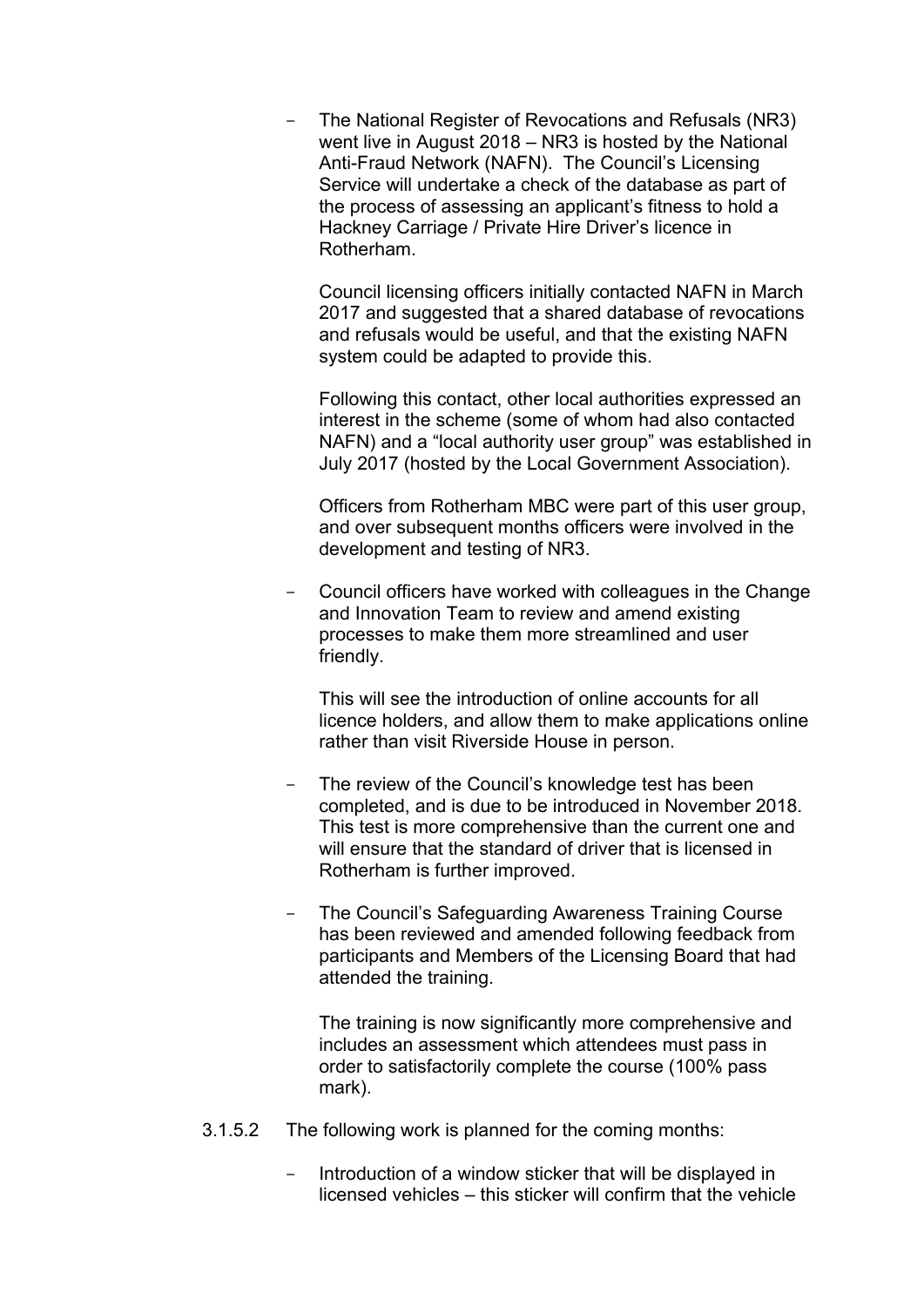- The National Register of Revocations and Refusals (NR3) went live in August 2018 – NR3 is hosted by the National Anti-Fraud Network (NAFN). The Council's Licensing Service will undertake a check of the database as part of the process of assessing an applicant's fitness to hold a Hackney Carriage / Private Hire Driver's licence in Rotherham.

  Council licensing officers initially contacted NAFN in March 2017 and suggested that a shared database of revocations and refusals would be useful, and that the existing NAFN system could be adapted to provide this.

  Following this contact, other local authorities expressed an interest in the scheme (some of whom had also contacted NAFN) and a "local authority user group" was established in July 2017 (hosted by the Local Government Association).

  Officers from Rotherham MBC were part of this user group, and over subsequent months officers were involved in the development and testing of NR3.

- Council officers have worked with colleagues in the Change and Innovation Team to review and amend existing processes to make them more streamlined and user friendly.

  This will see the introduction of online accounts for all licence holders, and allow them to make applications online rather than visit Riverside House in person.

- The review of the Council's knowledge test has been completed, and is due to be introduced in November 2018. This test is more comprehensive than the current one and will ensure that the standard of driver that is licensed in Rotherham is further improved.

- The Council's Safeguarding Awareness Training Course has been reviewed and amended following feedback from participants and Members of the Licensing Board that had attended the training.

  The training is now significantly more comprehensive and includes an assessment which attendees must pass in order to satisfactorily complete the course (100% pass mark).

3.1.5.2 The following work is planned for the coming months:

- Introduction of a window sticker that will be displayed in licensed vehicles – this sticker will confirm that the vehicle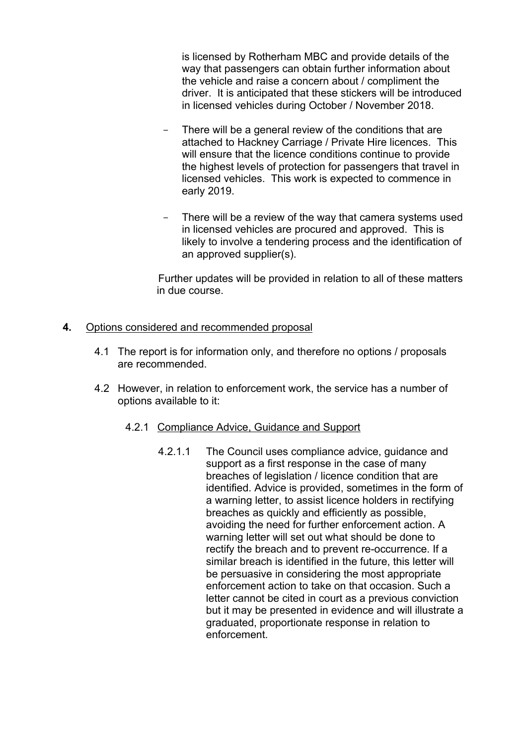is licensed by Rotherham MBC and provide details of the way that passengers can obtain further information about the vehicle and raise a concern about / compliment the driver. It is anticipated that these stickers will be introduced in licensed vehicles during October / November 2018.

- There will be a general review of the conditions that are attached to Hackney Carriage / Private Hire licences. This will ensure that the licence conditions continue to provide the highest levels of protection for passengers that travel in licensed vehicles. This work is expected to commence in early 2019.

- There will be a review of the way that camera systems used in licensed vehicles are procured and approved. This is likely to involve a tendering process and the identification of an approved supplier(s).

Further updates will be provided in relation to all of these matters in due course.

**4.** Options considered and recommended proposal

4.1 The report is for information only, and therefore no options / proposals are recommended.

4.2 However, in relation to enforcement work, the service has a number of options available to it:

4.2.1 Compliance Advice, Guidance and Support

4.2.1.1 The Council uses compliance advice, guidance and support as a first response in the case of many breaches of legislation / licence condition that are identified. Advice is provided, sometimes in the form of a warning letter, to assist licence holders in rectifying breaches as quickly and efficiently as possible, avoiding the need for further enforcement action. A warning letter will set out what should be done to rectify the breach and to prevent re-occurrence. If a similar breach is identified in the future, this letter will be persuasive in considering the most appropriate enforcement action to take on that occasion. Such a letter cannot be cited in court as a previous conviction but it may be presented in evidence and will illustrate a graduated, proportionate response in relation to enforcement.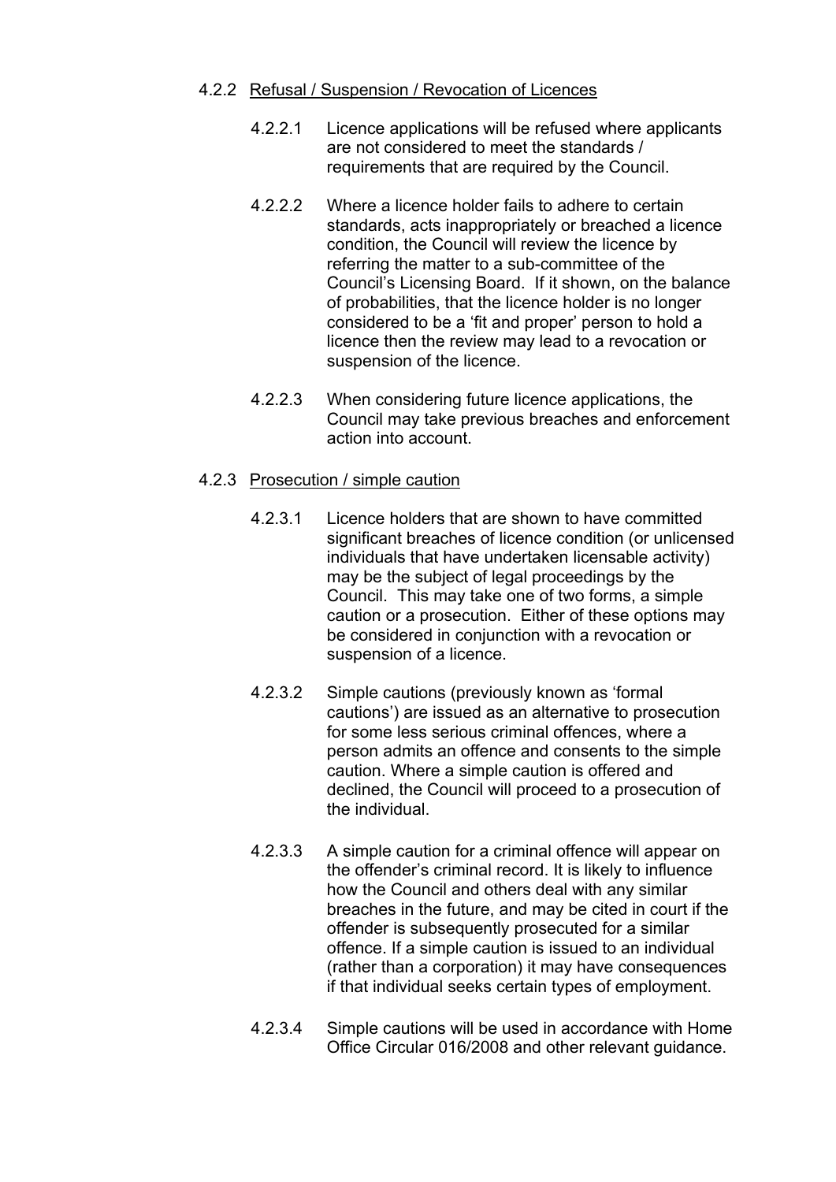### 4.2.2 Refusal / Suspension / Revocation of Licences

4.2.2.1 Licence applications will be refused where applicants are not considered to meet the standards / requirements that are required by the Council.

4.2.2.2 Where a licence holder fails to adhere to certain standards, acts inappropriately or breached a licence condition, the Council will review the licence by referring the matter to a sub-committee of the Council's Licensing Board. If it shown, on the balance of probabilities, that the licence holder is no longer considered to be a 'fit and proper' person to hold a licence then the review may lead to a revocation or suspension of the licence.

4.2.2.3 When considering future licence applications, the Council may take previous breaches and enforcement action into account.

### 4.2.3 Prosecution / simple caution

4.2.3.1 Licence holders that are shown to have committed significant breaches of licence condition (or unlicensed individuals that have undertaken licensable activity) may be the subject of legal proceedings by the Council. This may take one of two forms, a simple caution or a prosecution. Either of these options may be considered in conjunction with a revocation or suspension of a licence.

4.2.3.2 Simple cautions (previously known as 'formal cautions') are issued as an alternative to prosecution for some less serious criminal offences, where a person admits an offence and consents to the simple caution. Where a simple caution is offered and declined, the Council will proceed to a prosecution of the individual.

4.2.3.3 A simple caution for a criminal offence will appear on the offender's criminal record. It is likely to influence how the Council and others deal with any similar breaches in the future, and may be cited in court if the offender is subsequently prosecuted for a similar offence. If a simple caution is issued to an individual (rather than a corporation) it may have consequences if that individual seeks certain types of employment.

4.2.3.4 Simple cautions will be used in accordance with Home Office Circular 016/2008 and other relevant guidance.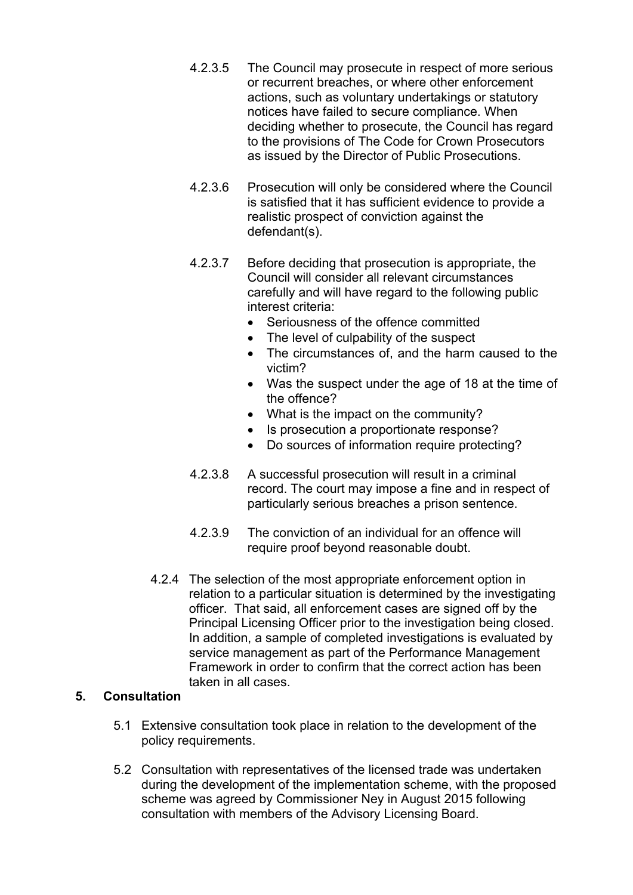4.2.3.5 The Council may prosecute in respect of more serious or recurrent breaches, or where other enforcement actions, such as voluntary undertakings or statutory notices have failed to secure compliance. When deciding whether to prosecute, the Council has regard to the provisions of The Code for Crown Prosecutors as issued by the Director of Public Prosecutions.

4.2.3.6 Prosecution will only be considered where the Council is satisfied that it has sufficient evidence to provide a realistic prospect of conviction against the defendant(s).

4.2.3.7 Before deciding that prosecution is appropriate, the Council will consider all relevant circumstances carefully and will have regard to the following public interest criteria:

- Seriousness of the offence committed
- The level of culpability of the suspect
- The circumstances of, and the harm caused to the victim?
- Was the suspect under the age of 18 at the time of the offence?
- What is the impact on the community?
- Is prosecution a proportionate response?
- Do sources of information require protecting?

4.2.3.8 A successful prosecution will result in a criminal record. The court may impose a fine and in respect of particularly serious breaches a prison sentence.

4.2.3.9 The conviction of an individual for an offence will require proof beyond reasonable doubt.

4.2.4 The selection of the most appropriate enforcement option in relation to a particular situation is determined by the investigating officer. That said, all enforcement cases are signed off by the Principal Licensing Officer prior to the investigation being closed. In addition, a sample of completed investigations is evaluated by service management as part of the Performance Management Framework in order to confirm that the correct action has been taken in all cases.

## 5. Consultation

5.1 Extensive consultation took place in relation to the development of the policy requirements.

5.2 Consultation with representatives of the licensed trade was undertaken during the development of the implementation scheme, with the proposed scheme was agreed by Commissioner Ney in August 2015 following consultation with members of the Advisory Licensing Board.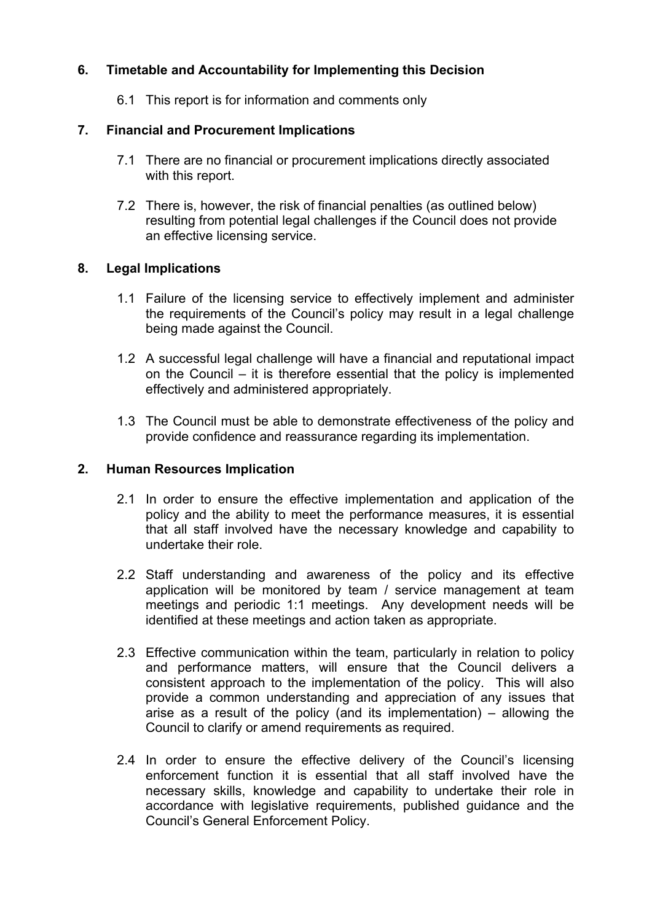## 6. Timetable and Accountability for Implementing this Decision

6.1 This report is for information and comments only

## 7. Financial and Procurement Implications

7.1 There are no financial or procurement implications directly associated with this report.

7.2 There is, however, the risk of financial penalties (as outlined below) resulting from potential legal challenges if the Council does not provide an effective licensing service.

## 8. Legal Implications

1.1 Failure of the licensing service to effectively implement and administer the requirements of the Council's policy may result in a legal challenge being made against the Council.

1.2 A successful legal challenge will have a financial and reputational impact on the Council – it is therefore essential that the policy is implemented effectively and administered appropriately.

1.3 The Council must be able to demonstrate effectiveness of the policy and provide confidence and reassurance regarding its implementation.

## 2. Human Resources Implication

2.1 In order to ensure the effective implementation and application of the policy and the ability to meet the performance measures, it is essential that all staff involved have the necessary knowledge and capability to undertake their role.

2.2 Staff understanding and awareness of the policy and its effective application will be monitored by team / service management at team meetings and periodic 1:1 meetings. Any development needs will be identified at these meetings and action taken as appropriate.

2.3 Effective communication within the team, particularly in relation to policy and performance matters, will ensure that the Council delivers a consistent approach to the implementation of the policy. This will also provide a common understanding and appreciation of any issues that arise as a result of the policy (and its implementation) – allowing the Council to clarify or amend requirements as required.

2.4 In order to ensure the effective delivery of the Council's licensing enforcement function it is essential that all staff involved have the necessary skills, knowledge and capability to undertake their role in accordance with legislative requirements, published guidance and the Council's General Enforcement Policy.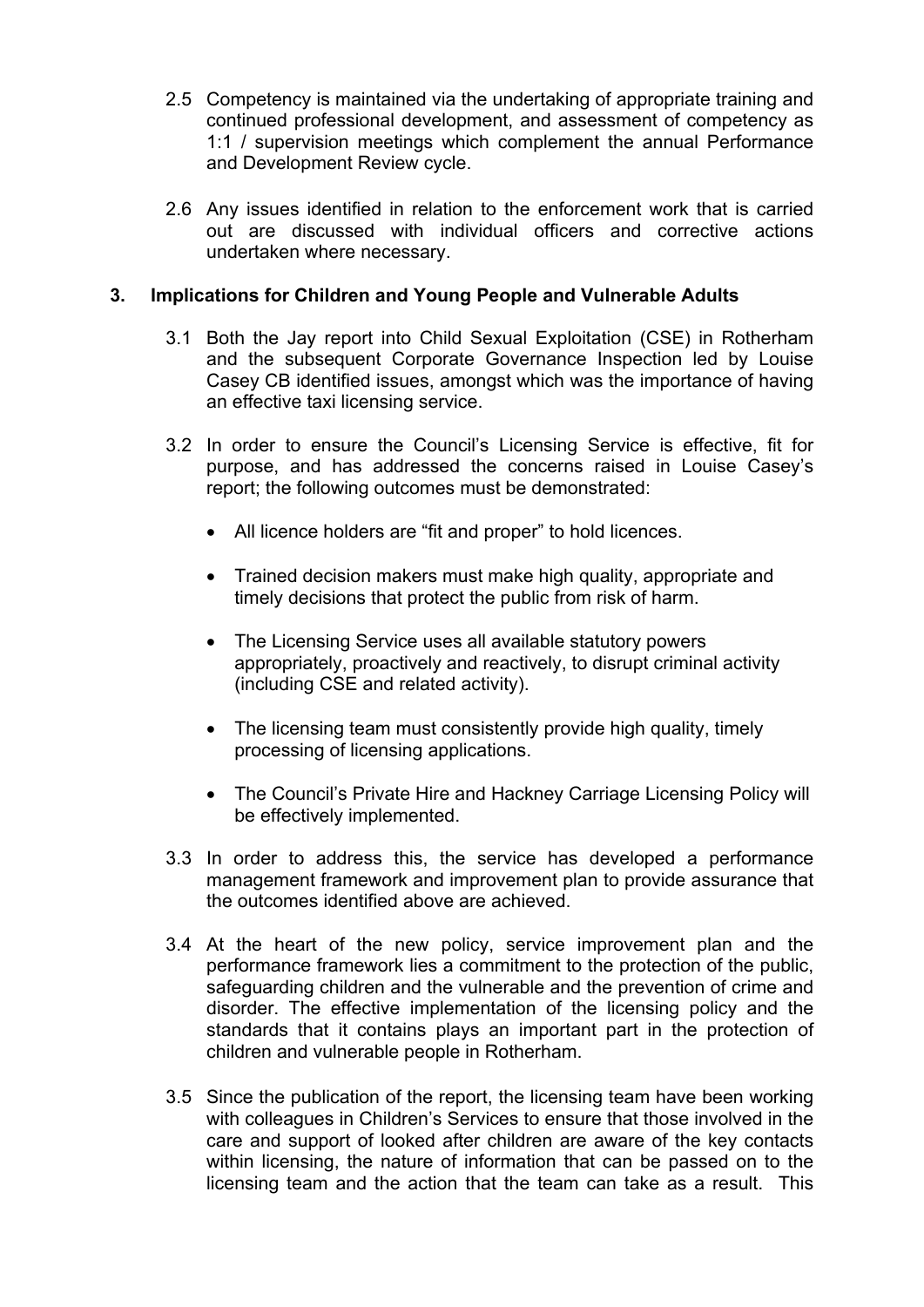2.5 Competency is maintained via the undertaking of appropriate training and continued professional development, and assessment of competency as 1:1 / supervision meetings which complement the annual Performance and Development Review cycle.

2.6 Any issues identified in relation to the enforcement work that is carried out are discussed with individual officers and corrective actions undertaken where necessary.

## 3. Implications for Children and Young People and Vulnerable Adults

3.1 Both the Jay report into Child Sexual Exploitation (CSE) in Rotherham and the subsequent Corporate Governance Inspection led by Louise Casey CB identified issues, amongst which was the importance of having an effective taxi licensing service.

3.2 In order to ensure the Council's Licensing Service is effective, fit for purpose, and has addressed the concerns raised in Louise Casey's report; the following outcomes must be demonstrated:

- All licence holders are "fit and proper" to hold licences.
- Trained decision makers must make high quality, appropriate and timely decisions that protect the public from risk of harm.
- The Licensing Service uses all available statutory powers appropriately, proactively and reactively, to disrupt criminal activity (including CSE and related activity).
- The licensing team must consistently provide high quality, timely processing of licensing applications.
- The Council's Private Hire and Hackney Carriage Licensing Policy will be effectively implemented.

3.3 In order to address this, the service has developed a performance management framework and improvement plan to provide assurance that the outcomes identified above are achieved.

3.4 At the heart of the new policy, service improvement plan and the performance framework lies a commitment to the protection of the public, safeguarding children and the vulnerable and the prevention of crime and disorder. The effective implementation of the licensing policy and the standards that it contains plays an important part in the protection of children and vulnerable people in Rotherham.

3.5 Since the publication of the report, the licensing team have been working with colleagues in Children's Services to ensure that those involved in the care and support of looked after children are aware of the key contacts within licensing, the nature of information that can be passed on to the licensing team and the action that the team can take as a result. This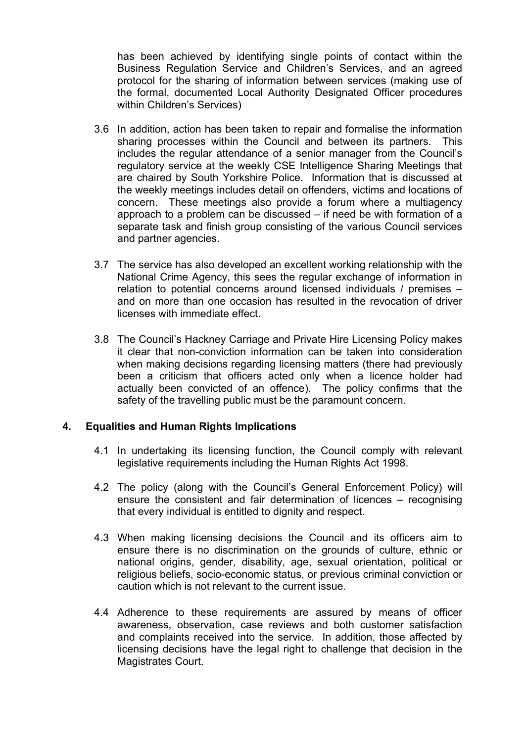has been achieved by identifying single points of contact within the Business Regulation Service and Children's Services, and an agreed protocol for the sharing of information between services (making use of the formal, documented Local Authority Designated Officer procedures within Children's Services)

3.6 In addition, action has been taken to repair and formalise the information sharing processes within the Council and between its partners. This includes the regular attendance of a senior manager from the Council's regulatory service at the weekly CSE Intelligence Sharing Meetings that are chaired by South Yorkshire Police. Information that is discussed at the weekly meetings includes detail on offenders, victims and locations of concern. These meetings also provide a forum where a multiagency approach to a problem can be discussed – if need be with formation of a separate task and finish group consisting of the various Council services and partner agencies.

3.7 The service has also developed an excellent working relationship with the National Crime Agency, this sees the regular exchange of information in relation to potential concerns around licensed individuals / premises – and on more than one occasion has resulted in the revocation of driver licenses with immediate effect.

3.8 The Council's Hackney Carriage and Private Hire Licensing Policy makes it clear that non-conviction information can be taken into consideration when making decisions regarding licensing matters (there had previously been a criticism that officers acted only when a licence holder had actually been convicted of an offence). The policy confirms that the safety of the travelling public must be the paramount concern.

## 4. Equalities and Human Rights Implications

4.1 In undertaking its licensing function, the Council comply with relevant legislative requirements including the Human Rights Act 1998.

4.2 The policy (along with the Council's General Enforcement Policy) will ensure the consistent and fair determination of licences – recognising that every individual is entitled to dignity and respect.

4.3 When making licensing decisions the Council and its officers aim to ensure there is no discrimination on the grounds of culture, ethnic or national origins, gender, disability, age, sexual orientation, political or religious beliefs, socio-economic status, or previous criminal conviction or caution which is not relevant to the current issue.

4.4 Adherence to these requirements are assured by means of officer awareness, observation, case reviews and both customer satisfaction and complaints received into the service. In addition, those affected by licensing decisions have the legal right to challenge that decision in the Magistrates Court.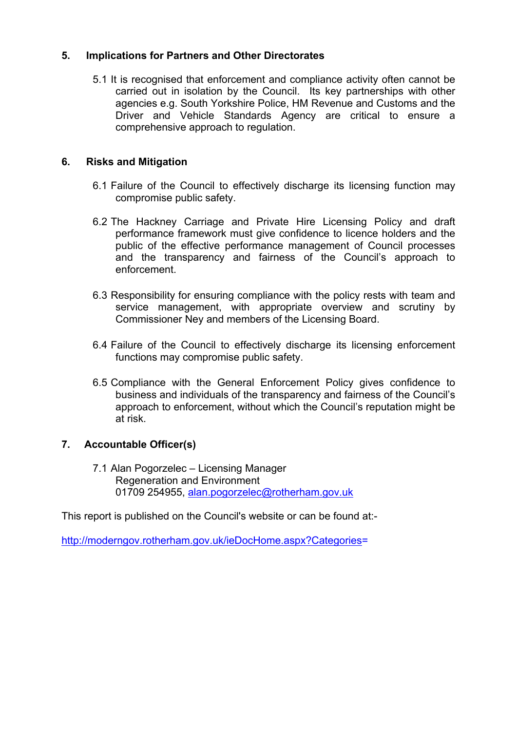## 5. Implications for Partners and Other Directorates

5.1 It is recognised that enforcement and compliance activity often cannot be carried out in isolation by the Council. Its key partnerships with other agencies e.g. South Yorkshire Police, HM Revenue and Customs and the Driver and Vehicle Standards Agency are critical to ensure a comprehensive approach to regulation.

## 6. Risks and Mitigation

6.1 Failure of the Council to effectively discharge its licensing function may compromise public safety.

6.2 The Hackney Carriage and Private Hire Licensing Policy and draft performance framework must give confidence to licence holders and the public of the effective performance management of Council processes and the transparency and fairness of the Council's approach to enforcement.

6.3 Responsibility for ensuring compliance with the policy rests with team and service management, with appropriate overview and scrutiny by Commissioner Ney and members of the Licensing Board.

6.4 Failure of the Council to effectively discharge its licensing enforcement functions may compromise public safety.

6.5 Compliance with the General Enforcement Policy gives confidence to business and individuals of the transparency and fairness of the Council's approach to enforcement, without which the Council's reputation might be at risk.

## 7. Accountable Officer(s)

7.1 Alan Pogorzelec – Licensing Manager
Regeneration and Environment
01709 254955, alan.pogorzelec@rotherham.gov.uk

This report is published on the Council's website or can be found at:-

http://moderngov.rotherham.gov.uk/ieDocHome.aspx?Categories=